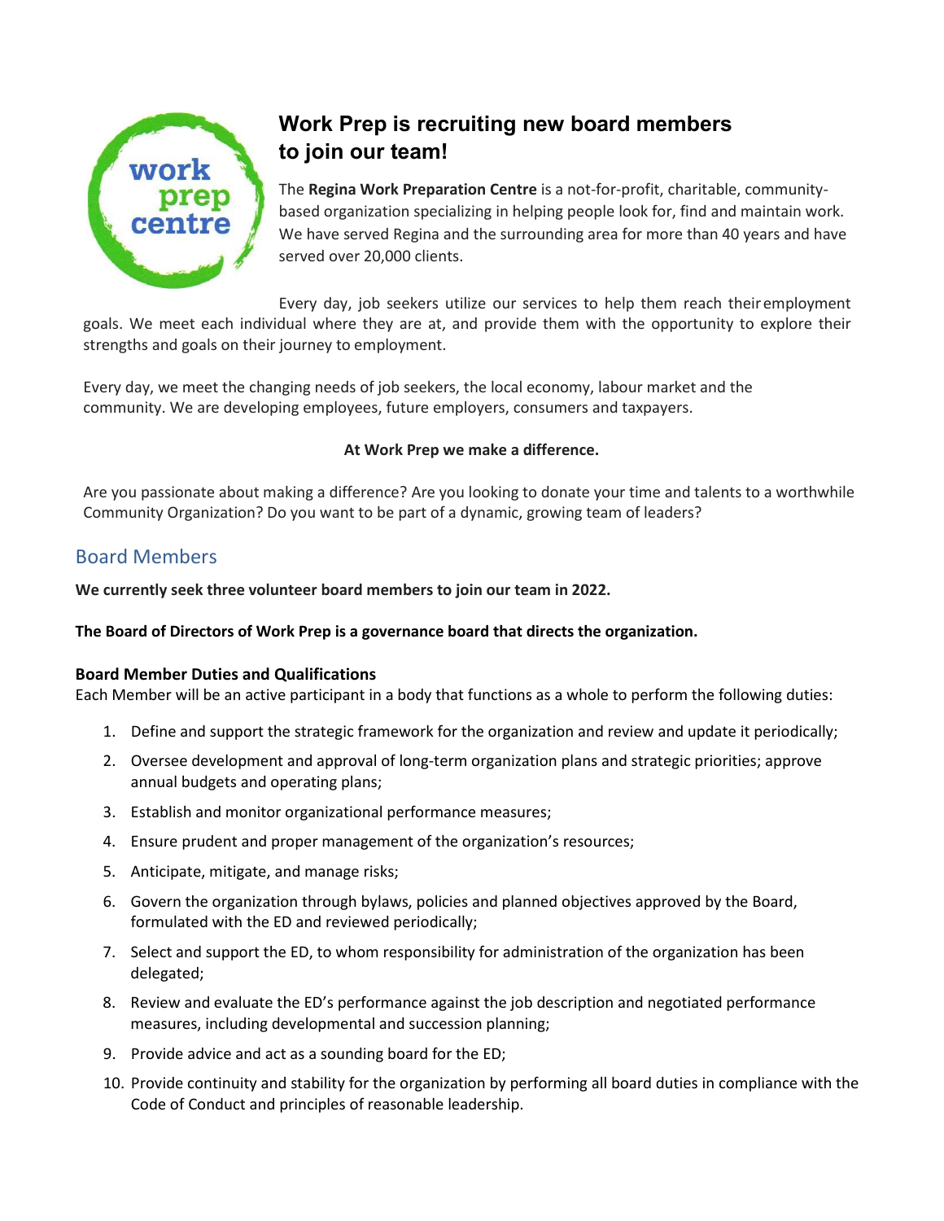## Work Prep is recruiting new board members to join our team!

The **Regina Work Preparation Centre** is a not-for-profit, charitable, community-based organization specializing in helping people look for, find and maintain work. We have served Regina and the surrounding area for more than 40 years and have served over 20,000 clients.

Every day, job seekers utilize our services to help them reach their employment goals. We meet each individual where they are at, and provide them with the opportunity to explore their strengths and goals on their journey to employment.

Every day, we meet the changing needs of job seekers, the local economy, labour market and the community. We are developing employees, future employers, consumers and taxpayers.

**At Work Prep we make a difference.**

Are you passionate about making a difference? Are you looking to donate your time and talents to a worthwhile Community Organization? Do you want to be part of a dynamic, growing team of leaders?

## Board Members

**We currently seek three volunteer board members to join our team in 2022.**

**The Board of Directors of Work Prep is a governance board that directs the organization.**

**Board Member Duties and Qualifications**

Each Member will be an active participant in a body that functions as a whole to perform the following duties:

1. Define and support the strategic framework for the organization and review and update it periodically;
2. Oversee development and approval of long-term organization plans and strategic priorities; approve annual budgets and operating plans;
3. Establish and monitor organizational performance measures;
4. Ensure prudent and proper management of the organization's resources;
5. Anticipate, mitigate, and manage risks;
6. Govern the organization through bylaws, policies and planned objectives approved by the Board, formulated with the ED and reviewed periodically;
7. Select and support the ED, to whom responsibility for administration of the organization has been delegated;
8. Review and evaluate the ED's performance against the job description and negotiated performance measures, including developmental and succession planning;
9. Provide advice and act as a sounding board for the ED;
10. Provide continuity and stability for the organization by performing all board duties in compliance with the Code of Conduct and principles of reasonable leadership.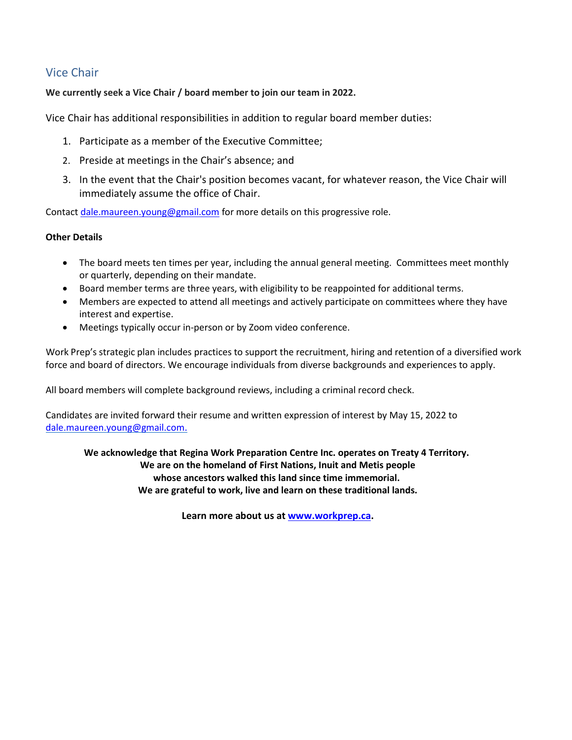## Vice Chair

**We currently seek a Vice Chair / board member to join our team in 2022.**

Vice Chair has additional responsibilities in addition to regular board member duties:

1. Participate as a member of the Executive Committee;
2. Preside at meetings in the Chair's absence; and
3. In the event that the Chair's position becomes vacant, for whatever reason, the Vice Chair will immediately assume the office of Chair.

Contact dale.maureen.young@gmail.com for more details on this progressive role.

**Other Details**

- The board meets ten times per year, including the annual general meeting. Committees meet monthly or quarterly, depending on their mandate.
- Board member terms are three years, with eligibility to be reappointed for additional terms.
- Members are expected to attend all meetings and actively participate on committees where they have interest and expertise.
- Meetings typically occur in-person or by Zoom video conference.

Work Prep's strategic plan includes practices to support the recruitment, hiring and retention of a diversified work force and board of directors. We encourage individuals from diverse backgrounds and experiences to apply.

All board members will complete background reviews, including a criminal record check.

Candidates are invited forward their resume and written expression of interest by May 15, 2022 to dale.maureen.young@gmail.com.

**We acknowledge that Regina Work Preparation Centre Inc. operates on Treaty 4 Territory.**
**We are on the homeland of First Nations, Inuit and Metis people**
**whose ancestors walked this land since time immemorial.**
**We are grateful to work, live and learn on these traditional lands.**

**Learn more about us at www.workprep.ca.**